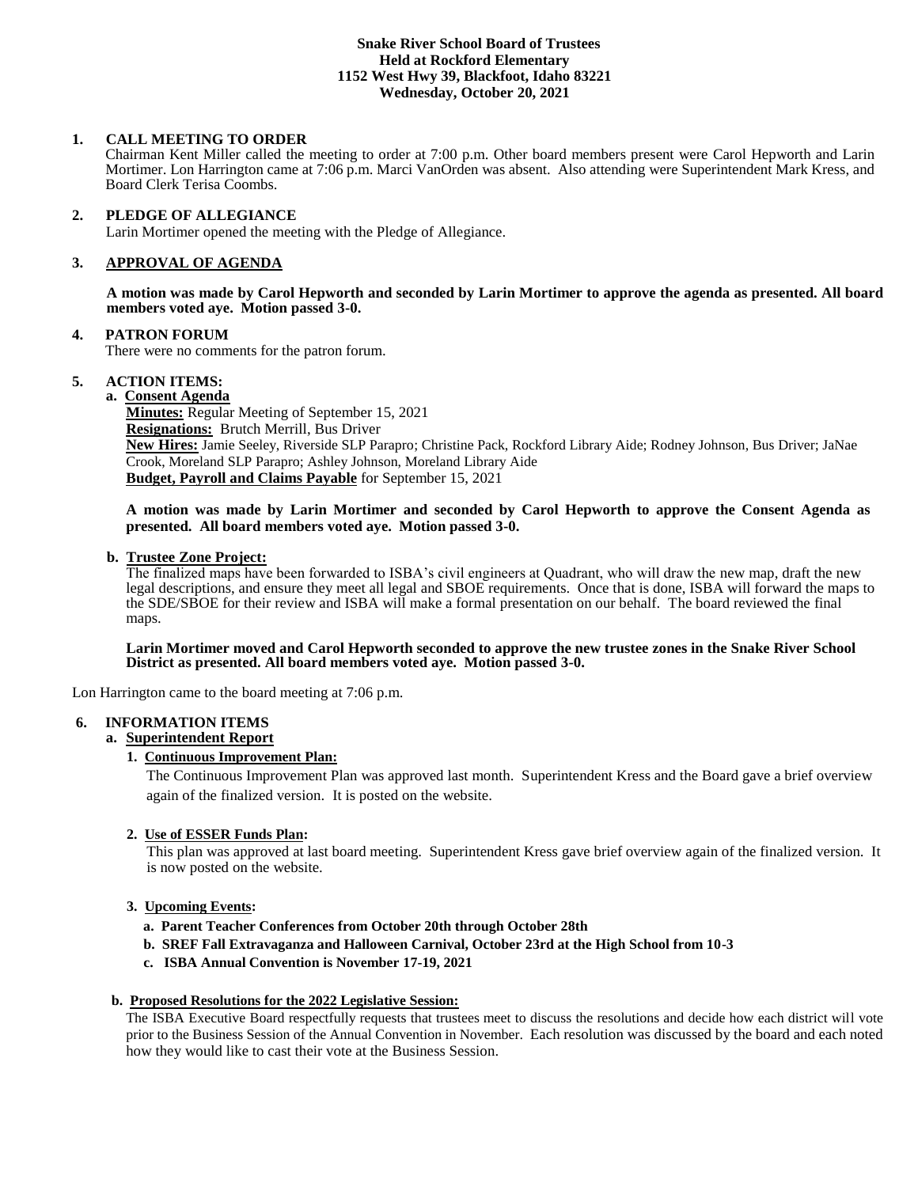**Snake River School Board of Trustees**
**Held at Rockford Elementary**
**1152 West Hwy 39, Blackfoot, Idaho 83221**
**Wednesday, October 20, 2021**

## 1. CALL MEETING TO ORDER

Chairman Kent Miller called the meeting to order at 7:00 p.m. Other board members present were Carol Hepworth and Larin Mortimer. Lon Harrington came at 7:06 p.m. Marci VanOrden was absent. Also attending were Superintendent Mark Kress, and Board Clerk Terisa Coombs.

## 2. PLEDGE OF ALLEGIANCE

Larin Mortimer opened the meeting with the Pledge of Allegiance.

## 3. APPROVAL OF AGENDA

**A motion was made by Carol Hepworth and seconded by Larin Mortimer to approve the agenda as presented. All board members voted aye. Motion passed 3-0.**

## 4. PATRON FORUM

There were no comments for the patron forum.

## 5. ACTION ITEMS:

**a. Consent Agenda**

**Minutes:** Regular Meeting of September 15, 2021
**Resignations:** Brutch Merrill, Bus Driver
**New Hires:** Jamie Seeley, Riverside SLP Parapro; Christine Pack, Rockford Library Aide; Rodney Johnson, Bus Driver; JaNae Crook, Moreland SLP Parapro; Ashley Johnson, Moreland Library Aide
**Budget, Payroll and Claims Payable** for September 15, 2021

**A motion was made by Larin Mortimer and seconded by Carol Hepworth to approve the Consent Agenda as presented. All board members voted aye. Motion passed 3-0.**

**b. Trustee Zone Project:**

The finalized maps have been forwarded to ISBA's civil engineers at Quadrant, who will draw the new map, draft the new legal descriptions, and ensure they meet all legal and SBOE requirements. Once that is done, ISBA will forward the maps to the SDE/SBOE for their review and ISBA will make a formal presentation on our behalf. The board reviewed the final maps.

**Larin Mortimer moved and Carol Hepworth seconded to approve the new trustee zones in the Snake River School District as presented. All board members voted aye. Motion passed 3-0.**

Lon Harrington came to the board meeting at 7:06 p.m.

## 6. INFORMATION ITEMS

**a. Superintendent Report**

**1. Continuous Improvement Plan:**

The Continuous Improvement Plan was approved last month. Superintendent Kress and the Board gave a brief overview again of the finalized version. It is posted on the website.

**2. Use of ESSER Funds Plan:**

This plan was approved at last board meeting. Superintendent Kress gave brief overview again of the finalized version. It is now posted on the website.

**3. Upcoming Events:**

- **a. Parent Teacher Conferences from October 20th through October 28th**
- **b. SREF Fall Extravaganza and Halloween Carnival, October 23rd at the High School from 10-3**
- **c. ISBA Annual Convention is November 17-19, 2021**

**b. Proposed Resolutions for the 2022 Legislative Session:**

The ISBA Executive Board respectfully requests that trustees meet to discuss the resolutions and decide how each district will vote prior to the Business Session of the Annual Convention in November. Each resolution was discussed by the board and each noted how they would like to cast their vote at the Business Session.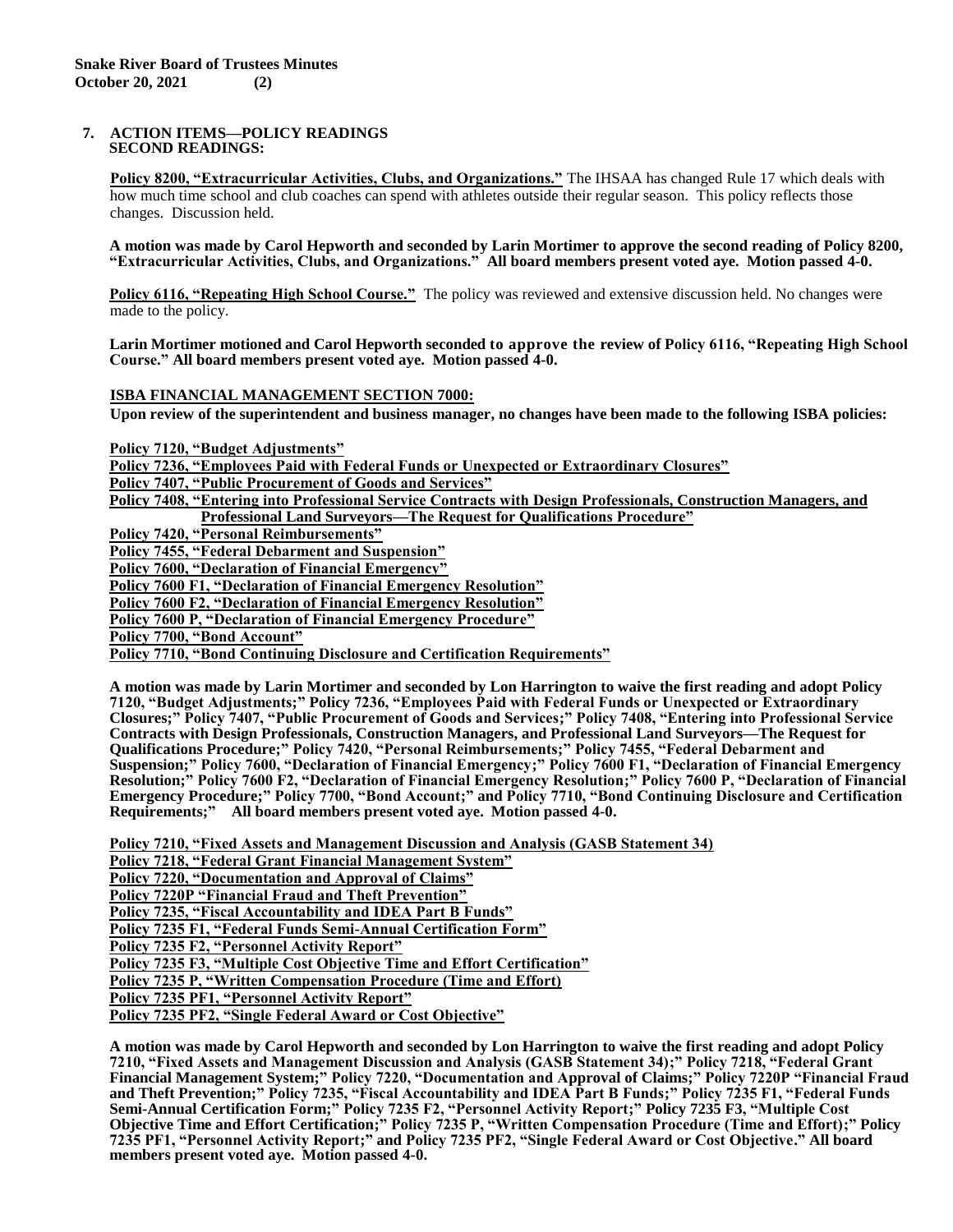**7. ACTION ITEMS—POLICY READINGS**
**SECOND READINGS:**

**Policy 8200, "Extracurricular Activities, Clubs, and Organizations."** The IHSAA has changed Rule 17 which deals with how much time school and club coaches can spend with athletes outside their regular season. This policy reflects those changes. Discussion held.

**A motion was made by Carol Hepworth and seconded by Larin Mortimer to approve the second reading of Policy 8200, "Extracurricular Activities, Clubs, and Organizations." All board members present voted aye. Motion passed 4-0.**

**Policy 6116, "Repeating High School Course."** The policy was reviewed and extensive discussion held. No changes were made to the policy.

**Larin Mortimer motioned and Carol Hepworth seconded to approve the review of Policy 6116, "Repeating High School Course." All board members present voted aye. Motion passed 4-0.**

**ISBA FINANCIAL MANAGEMENT SECTION 7000:**

**Upon review of the superintendent and business manager, no changes have been made to the following ISBA policies:**

**Policy 7120, "Budget Adjustments"**
**Policy 7236, "Employees Paid with Federal Funds or Unexpected or Extraordinary Closures"**
**Policy 7407, "Public Procurement of Goods and Services"**
**Policy 7408, "Entering into Professional Service Contracts with Design Professionals, Construction Managers, and Professional Land Surveyors—The Request for Qualifications Procedure"**
**Policy 7420, "Personal Reimbursements"**
**Policy 7455, "Federal Debarment and Suspension"**
**Policy 7600, "Declaration of Financial Emergency"**
**Policy 7600 F1, "Declaration of Financial Emergency Resolution"**
**Policy 7600 F2, "Declaration of Financial Emergency Resolution"**
**Policy 7600 P, "Declaration of Financial Emergency Procedure"**
**Policy 7700, "Bond Account"**
**Policy 7710, "Bond Continuing Disclosure and Certification Requirements"**

**A motion was made by Larin Mortimer and seconded by Lon Harrington to waive the first reading and adopt Policy 7120, "Budget Adjustments;" Policy 7236, "Employees Paid with Federal Funds or Unexpected or Extraordinary Closures;" Policy 7407, "Public Procurement of Goods and Services;" Policy 7408, "Entering into Professional Service Contracts with Design Professionals, Construction Managers, and Professional Land Surveyors—The Request for Qualifications Procedure;" Policy 7420, "Personal Reimbursements;" Policy 7455, "Federal Debarment and Suspension;" Policy 7600, "Declaration of Financial Emergency;" Policy 7600 F1, "Declaration of Financial Emergency Resolution;" Policy 7600 F2, "Declaration of Financial Emergency Resolution;" Policy 7600 P, "Declaration of Financial Emergency Procedure;" Policy 7700, "Bond Account;" and Policy 7710, "Bond Continuing Disclosure and Certification Requirements;" All board members present voted aye. Motion passed 4-0.**

**Policy 7210, "Fixed Assets and Management Discussion and Analysis (GASB Statement 34)**
**Policy 7218, "Federal Grant Financial Management System"**
**Policy 7220, "Documentation and Approval of Claims"**
**Policy 7220P "Financial Fraud and Theft Prevention"**
**Policy 7235, "Fiscal Accountability and IDEA Part B Funds"**
**Policy 7235 F1, "Federal Funds Semi-Annual Certification Form"**
**Policy 7235 F2, "Personnel Activity Report"**
**Policy 7235 F3, "Multiple Cost Objective Time and Effort Certification"**
**Policy 7235 P, "Written Compensation Procedure (Time and Effort)**
**Policy 7235 PF1, "Personnel Activity Report"**
**Policy 7235 PF2, "Single Federal Award or Cost Objective"**

**A motion was made by Carol Hepworth and seconded by Lon Harrington to waive the first reading and adopt Policy 7210, "Fixed Assets and Management Discussion and Analysis (GASB Statement 34);" Policy 7218, "Federal Grant Financial Management System;" Policy 7220, "Documentation and Approval of Claims;" Policy 7220P "Financial Fraud and Theft Prevention;" Policy 7235, "Fiscal Accountability and IDEA Part B Funds;" Policy 7235 F1, "Federal Funds Semi-Annual Certification Form;" Policy 7235 F2, "Personnel Activity Report;" Policy 7235 F3, "Multiple Cost Objective Time and Effort Certification;" Policy 7235 P, "Written Compensation Procedure (Time and Effort);" Policy 7235 PF1, "Personnel Activity Report;" and Policy 7235 PF2, "Single Federal Award or Cost Objective." All board members present voted aye. Motion passed 4-0.**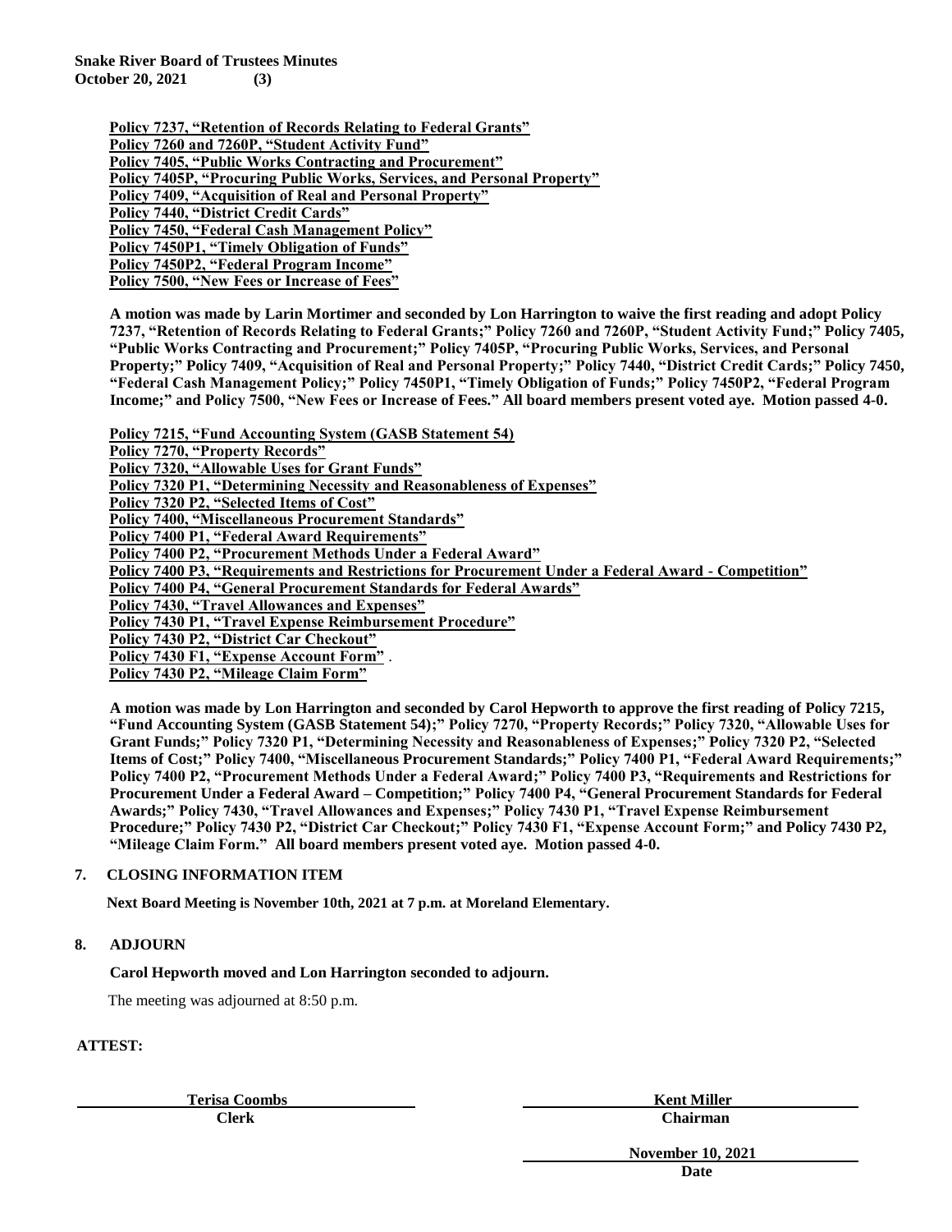**Policy 7237, "Retention of Records Relating to Federal Grants"**
**Policy 7260 and 7260P, "Student Activity Fund"**
**Policy 7405, "Public Works Contracting and Procurement"**
**Policy 7405P, "Procuring Public Works, Services, and Personal Property"**
**Policy 7409, "Acquisition of Real and Personal Property"**
**Policy 7440, "District Credit Cards"**
**Policy 7450, "Federal Cash Management Policy"**
**Policy 7450P1, "Timely Obligation of Funds"**
**Policy 7450P2, "Federal Program Income"**
**Policy 7500, "New Fees or Increase of Fees"**

**A motion was made by Larin Mortimer and seconded by Lon Harrington to waive the first reading and adopt Policy 7237, "Retention of Records Relating to Federal Grants;" Policy 7260 and 7260P, "Student Activity Fund;" Policy 7405, "Public Works Contracting and Procurement;" Policy 7405P, "Procuring Public Works, Services, and Personal Property;" Policy 7409, "Acquisition of Real and Personal Property;" Policy 7440, "District Credit Cards;" Policy 7450, "Federal Cash Management Policy;" Policy 7450P1, "Timely Obligation of Funds;" Policy 7450P2, "Federal Program Income;" and Policy 7500, "New Fees or Increase of Fees." All board members present voted aye. Motion passed 4-0.**

**Policy 7215, "Fund Accounting System (GASB Statement 54)**
**Policy 7270, "Property Records"**
**Policy 7320, "Allowable Uses for Grant Funds"**
**Policy 7320 P1, "Determining Necessity and Reasonableness of Expenses"**
**Policy 7320 P2, "Selected Items of Cost"**
**Policy 7400, "Miscellaneous Procurement Standards"**
**Policy 7400 P1, "Federal Award Requirements"**
**Policy 7400 P2, "Procurement Methods Under a Federal Award"**
**Policy 7400 P3, "Requirements and Restrictions for Procurement Under a Federal Award - Competition"**
**Policy 7400 P4, "General Procurement Standards for Federal Awards"**
**Policy 7430, "Travel Allowances and Expenses"**
**Policy 7430 P1, "Travel Expense Reimbursement Procedure"**
**Policy 7430 P2, "District Car Checkout"**
**Policy 7430 F1, "Expense Account Form"** .
**Policy 7430 P2, "Mileage Claim Form"**

**A motion was made by Lon Harrington and seconded by Carol Hepworth to approve the first reading of Policy 7215, "Fund Accounting System (GASB Statement 54);" Policy 7270, "Property Records;" Policy 7320, "Allowable Uses for Grant Funds;" Policy 7320 P1, "Determining Necessity and Reasonableness of Expenses;" Policy 7320 P2, "Selected Items of Cost;" Policy 7400, "Miscellaneous Procurement Standards;" Policy 7400 P1, "Federal Award Requirements;" Policy 7400 P2, "Procurement Methods Under a Federal Award;" Policy 7400 P3, "Requirements and Restrictions for Procurement Under a Federal Award – Competition;" Policy 7400 P4, "General Procurement Standards for Federal Awards;" Policy 7430, "Travel Allowances and Expenses;" Policy 7430 P1, "Travel Expense Reimbursement Procedure;" Policy 7430 P2, "District Car Checkout;" Policy 7430 F1, "Expense Account Form;" and Policy 7430 P2, "Mileage Claim Form." All board members present voted aye. Motion passed 4-0.**

## 7. CLOSING INFORMATION ITEM

**Next Board Meeting is November 10th, 2021 at 7 p.m. at Moreland Elementary.**

## 8. ADJOURN

**Carol Hepworth moved and Lon Harrington seconded to adjourn.**

The meeting was adjourned at 8:50 p.m.

**ATTEST:**

**Terisa Coombs**
**Clerk**

**Kent Miller**
**Chairman**

**November 10, 2021**
**Date**